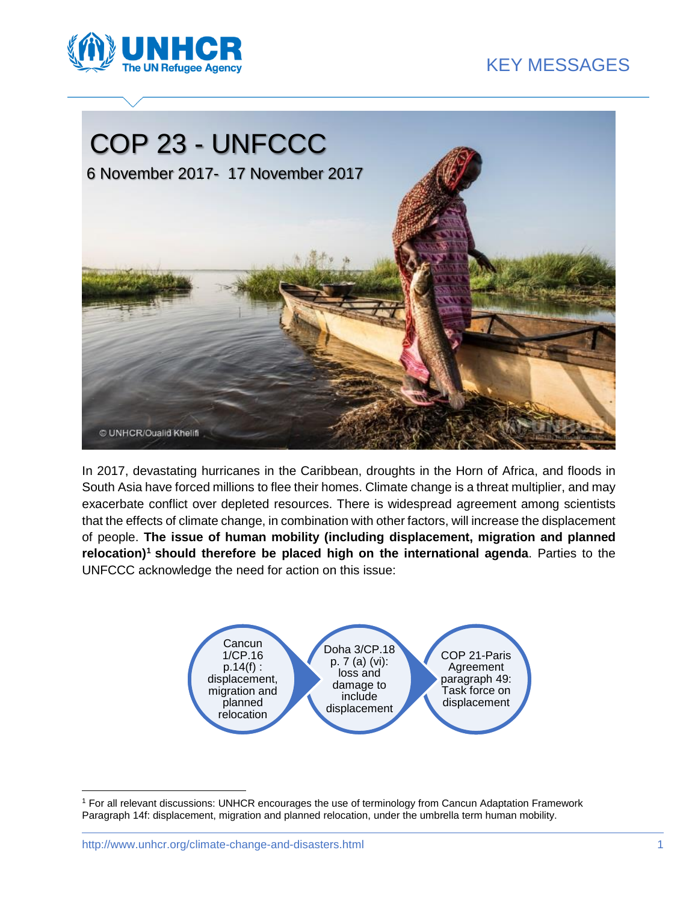KEY MESSAGES

# COP 23 - UNFCCC

6 November 2017- 17 November 2017

© UNHCR/Oualid Khelifi

In 2017, devastating hurricanes in the Caribbean, droughts in the Horn of Africa, and floods in South Asia have forced millions to flee their homes. Climate change is a threat multiplier, and may exacerbate conflict over depleted resources. There is widespread agreement among scientists that the effects of climate change, in combination with other factors, will increase the displacement of people. **The issue of human mobility (including displacement, migration and planned relocation)[1] should therefore be placed high on the international agenda**. Parties to the UNFCCC acknowledge the need for action on this issue:

- Cancun 1/CP.16 p.14(f) : displacement, migration and planned relocation
- Doha 3/CP.18 p. 7 (a) (vi): loss and damage to include displacement
- COP 21-Paris Agreement paragraph 49: Task force on displacement

[1] For all relevant discussions: UNHCR encourages the use of terminology from Cancun Adaptation Framework Paragraph 14f: displacement, migration and planned relocation, under the umbrella term human mobility.

http://www.unhcr.org/climate-change-and-disasters.html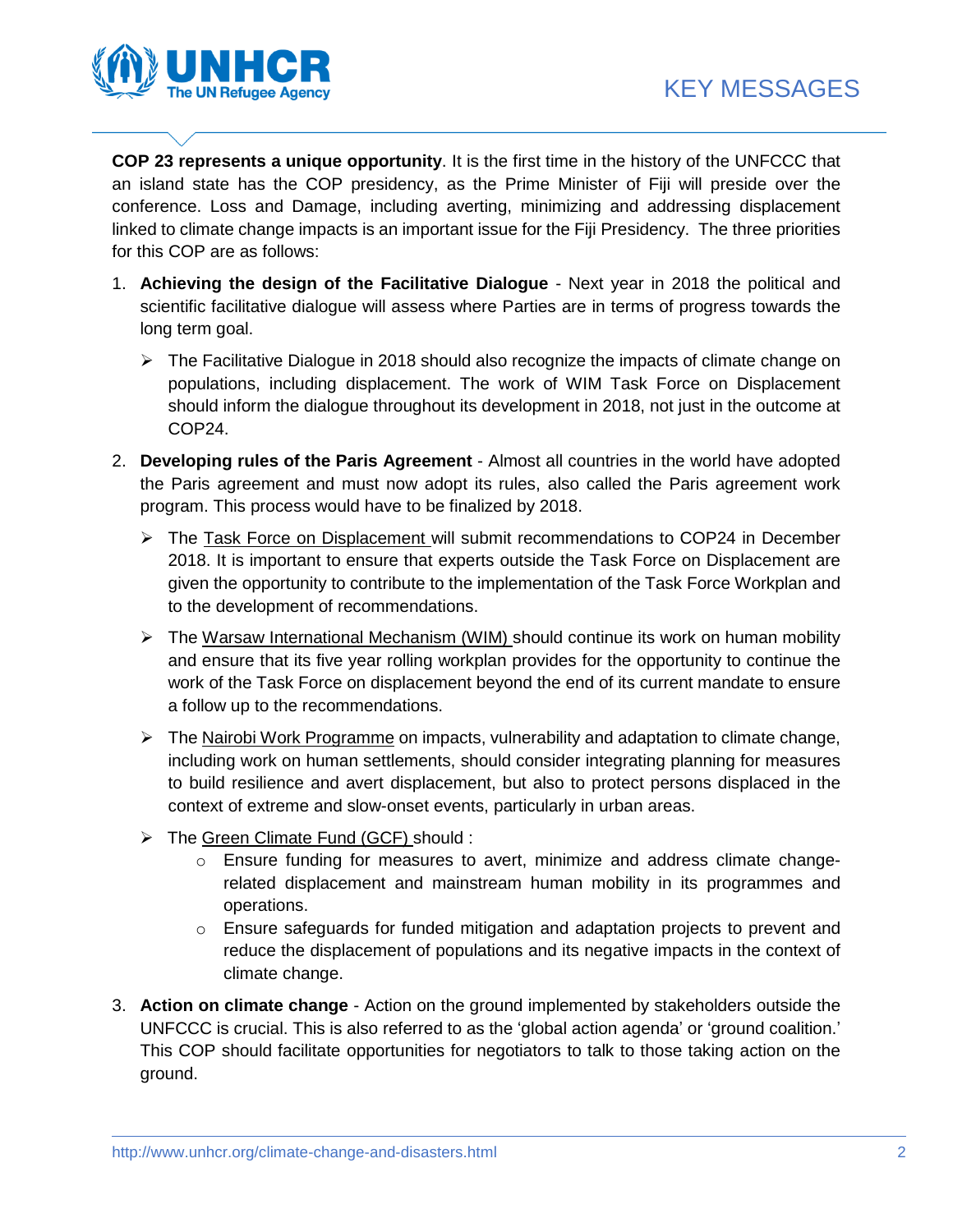# KEY MESSAGES

**COP 23 represents a unique opportunity**. It is the first time in the history of the UNFCCC that an island state has the COP presidency, as the Prime Minister of Fiji will preside over the conference. Loss and Damage, including averting, minimizing and addressing displacement linked to climate change impacts is an important issue for the Fiji Presidency. The three priorities for this COP are as follows:

1. **Achieving the design of the Facilitative Dialogue** - Next year in 2018 the political and scientific facilitative dialogue will assess where Parties are in terms of progress towards the long term goal.
   - The Facilitative Dialogue in 2018 should also recognize the impacts of climate change on populations, including displacement. The work of WIM Task Force on Displacement should inform the dialogue throughout its development in 2018, not just in the outcome at COP24.

2. **Developing rules of the Paris Agreement** - Almost all countries in the world have adopted the Paris agreement and must now adopt its rules, also called the Paris agreement work program. This process would have to be finalized by 2018.
   - The Task Force on Displacement will submit recommendations to COP24 in December 2018. It is important to ensure that experts outside the Task Force on Displacement are given the opportunity to contribute to the implementation of the Task Force Workplan and to the development of recommendations.
   - The Warsaw International Mechanism (WIM) should continue its work on human mobility and ensure that its five year rolling workplan provides for the opportunity to continue the work of the Task Force on displacement beyond the end of its current mandate to ensure a follow up to the recommendations.
   - The Nairobi Work Programme on impacts, vulnerability and adaptation to climate change, including work on human settlements, should consider integrating planning for measures to build resilience and avert displacement, but also to protect persons displaced in the context of extreme and slow-onset events, particularly in urban areas.
   - The Green Climate Fund (GCF) should :
     - Ensure funding for measures to avert, minimize and address climate change-related displacement and mainstream human mobility in its programmes and operations.
     - Ensure safeguards for funded mitigation and adaptation projects to prevent and reduce the displacement of populations and its negative impacts in the context of climate change.

3. **Action on climate change** - Action on the ground implemented by stakeholders outside the UNFCCC is crucial. This is also referred to as the 'global action agenda' or 'ground coalition.' This COP should facilitate opportunities for negotiators to talk to those taking action on the ground.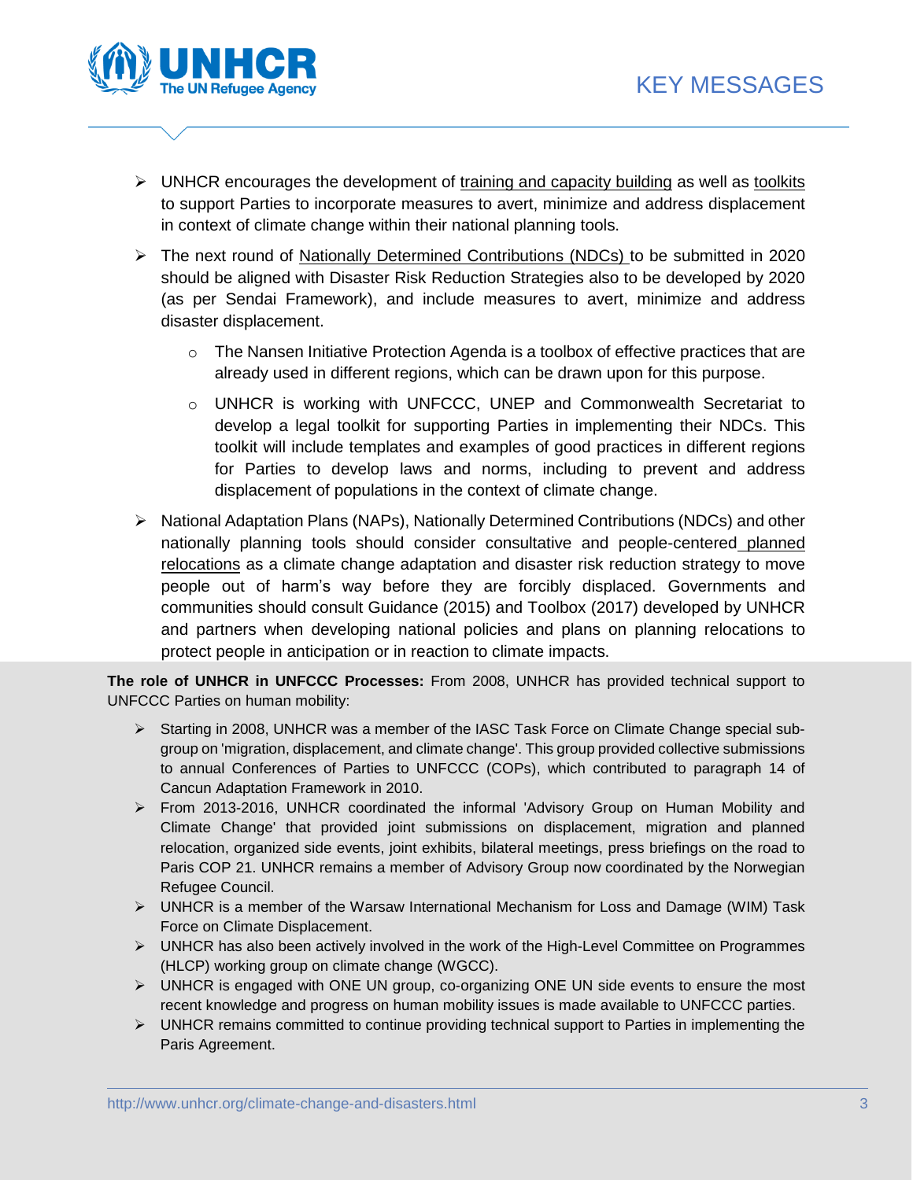- UNHCR encourages the development of training and capacity building as well as toolkits to support Parties to incorporate measures to avert, minimize and address displacement in context of climate change within their national planning tools.
- The next round of Nationally Determined Contributions (NDCs) to be submitted in 2020 should be aligned with Disaster Risk Reduction Strategies also to be developed by 2020 (as per Sendai Framework), and include measures to avert, minimize and address disaster displacement.
    - The Nansen Initiative Protection Agenda is a toolbox of effective practices that are already used in different regions, which can be drawn upon for this purpose.
    - UNHCR is working with UNFCCC, UNEP and Commonwealth Secretariat to develop a legal toolkit for supporting Parties in implementing their NDCs. This toolkit will include templates and examples of good practices in different regions for Parties to develop laws and norms, including to prevent and address displacement of populations in the context of climate change.
- National Adaptation Plans (NAPs), Nationally Determined Contributions (NDCs) and other nationally planning tools should consider consultative and people-centered planned relocations as a climate change adaptation and disaster risk reduction strategy to move people out of harm's way before they are forcibly displaced. Governments and communities should consult Guidance (2015) and Toolbox (2017) developed by UNHCR and partners when developing national policies and plans on planning relocations to protect people in anticipation or in reaction to climate impacts.

**The role of UNHCR in UNFCCC Processes:** From 2008, UNHCR has provided technical support to UNFCCC Parties on human mobility:

- Starting in 2008, UNHCR was a member of the IASC Task Force on Climate Change special sub-group on 'migration, displacement, and climate change'. This group provided collective submissions to annual Conferences of Parties to UNFCCC (COPs), which contributed to paragraph 14 of Cancun Adaptation Framework in 2010.
- From 2013-2016, UNHCR coordinated the informal 'Advisory Group on Human Mobility and Climate Change' that provided joint submissions on displacement, migration and planned relocation, organized side events, joint exhibits, bilateral meetings, press briefings on the road to Paris COP 21. UNHCR remains a member of Advisory Group now coordinated by the Norwegian Refugee Council.
- UNHCR is a member of the Warsaw International Mechanism for Loss and Damage (WIM) Task Force on Climate Displacement.
- UNHCR has also been actively involved in the work of the High-Level Committee on Programmes (HLCP) working group on climate change (WGCC).
- UNHCR is engaged with ONE UN group, co-organizing ONE UN side events to ensure the most recent knowledge and progress on human mobility issues is made available to UNFCCC parties.
- UNHCR remains committed to continue providing technical support to Parties in implementing the Paris Agreement.